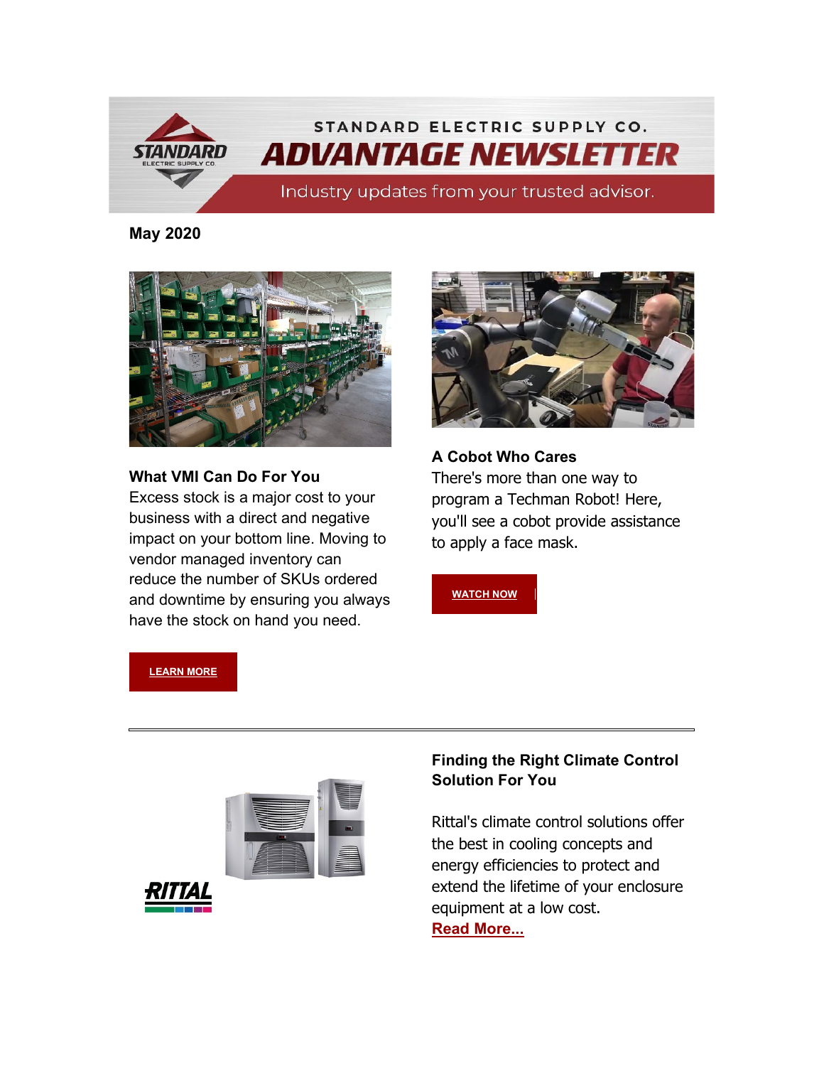# STANDARD ELECTRIC SUPPLY CO.

# ADVANTAGE NEWSLETTER

Industry updates from your trusted advisor.

**May 2020**

**What VMI Can Do For You**
Excess stock is a major cost to your business with a direct and negative impact on your bottom line. Moving to vendor managed inventory can reduce the number of SKUs ordered and downtime by ensuring you always have the stock on hand you need.

**LEARN MORE**

**A Cobot Who Cares**
There's more than one way to program a Techman Robot! Here, you'll see a cobot provide assistance to apply a face mask.

**WATCH NOW**

---

**Finding the Right Climate Control Solution For You**

Rittal's climate control solutions offer the best in cooling concepts and energy efficiencies to protect and extend the lifetime of your enclosure equipment at a low cost.
**Read More...**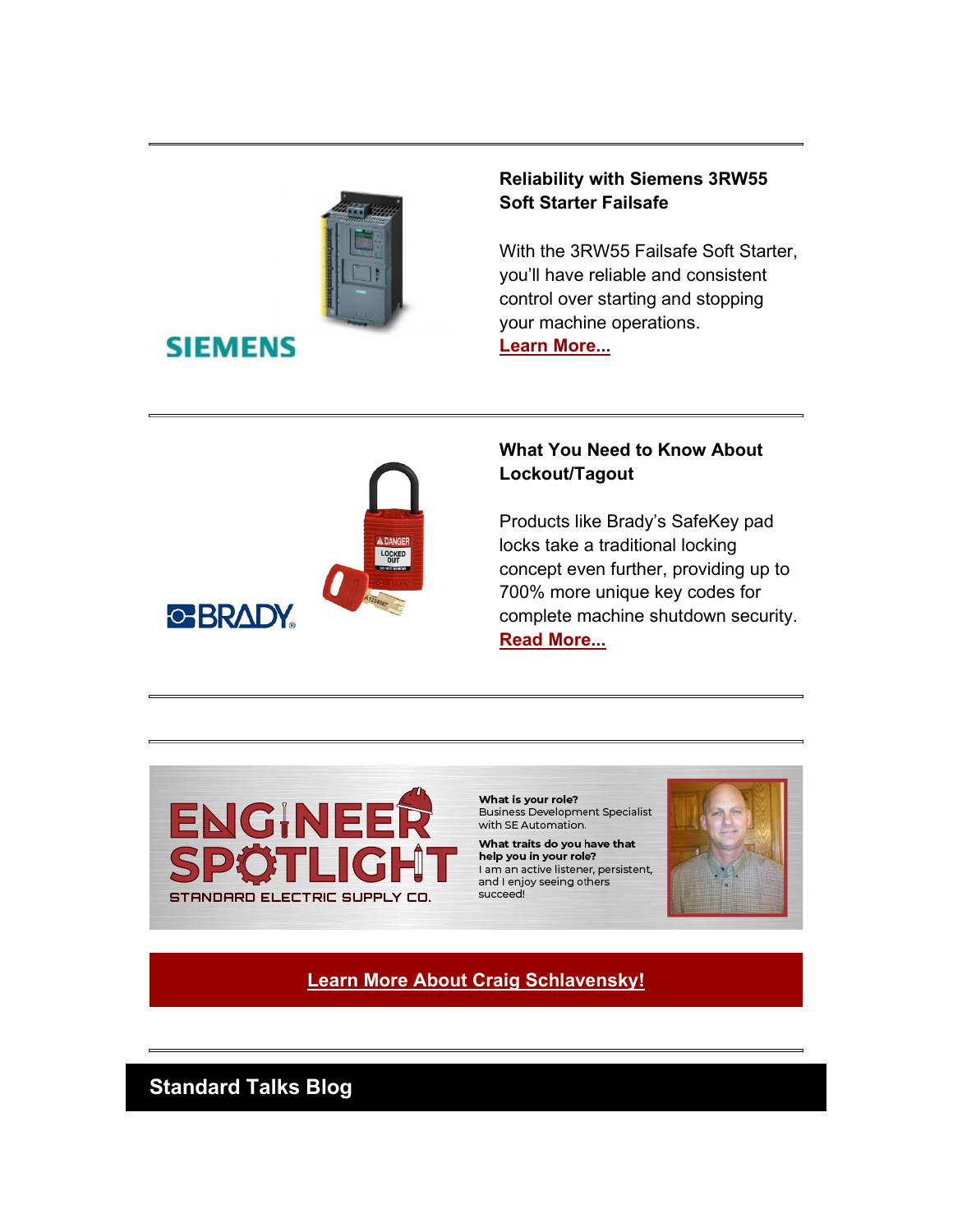---

**Reliability with Siemens 3RW55 Soft Starter Failsafe**

With the 3RW55 Failsafe Soft Starter, you'll have reliable and consistent control over starting and stopping your machine operations.
**Learn More...**

---

**What You Need to Know About Lockout/Tagout**

Products like Brady's SafeKey pad locks take a traditional locking concept even further, providing up to 700% more unique key codes for complete machine shutdown security.
**Read More...**

---

---

ENGINEER SPOTLIGHT
STANDARD ELECTRIC SUPPLY CO.

**What is your role?**
Business Development Specialist with SE Automation.

**What traits do you have that help you in your role?**
I am an active listener, persistent, and I enjoy seeing others succeed!

**Learn More About Craig Schlavensky!**

---

## Standard Talks Blog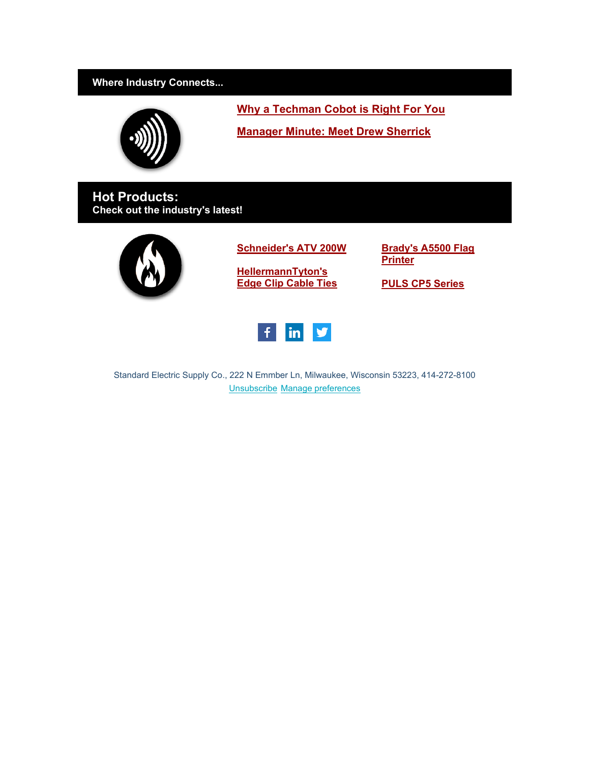## Where Industry Connects...

**Why a Techman Cobot is Right For You**

**Manager Minute: Meet Drew Sherrick**

## Hot Products:

**Check out the industry's latest!**

**Schneider's ATV 200W**

**HellermannTyton's Edge Clip Cable Ties**

**Brady's A5500 Flag Printer**

**PULS CP5 Series**

Standard Electric Supply Co., 222 N Emmber Ln, Milwaukee, Wisconsin 53223, 414-272-8100

Unsubscribe Manage preferences